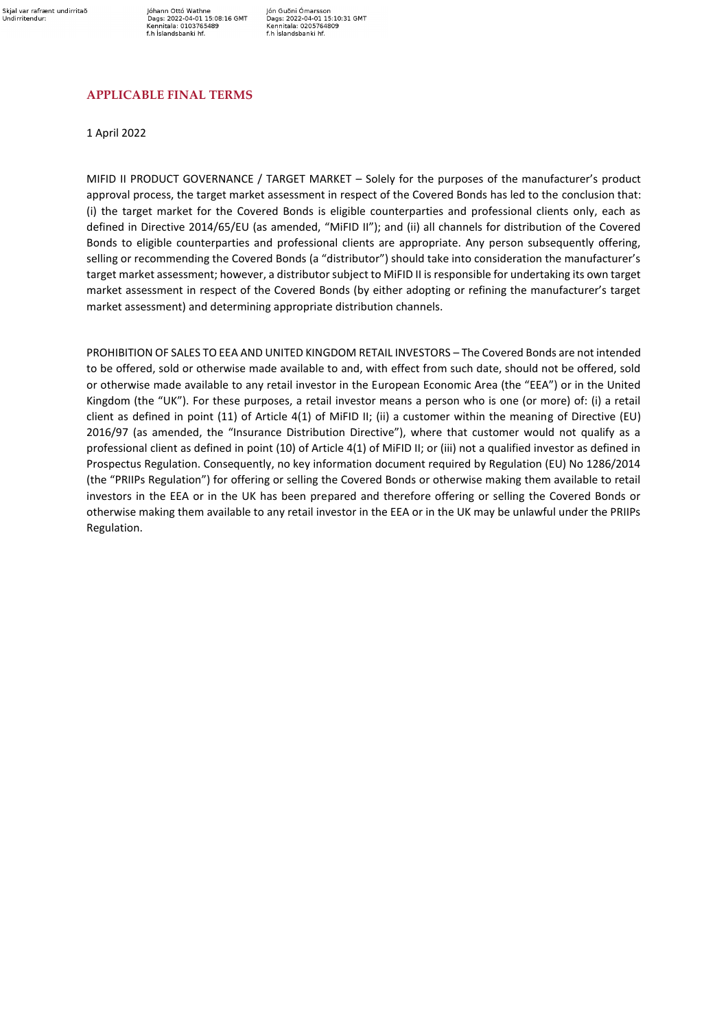## APPLICABLE FINAL TERMS

1 April 2022

MIFID II PRODUCT GOVERNANCE / TARGET MARKET – Solely for the purposes of the manufacturer's product approval process, the target market assessment in respect of the Covered Bonds has led to the conclusion that: (i) the target market for the Covered Bonds is eligible counterparties and professional clients only, each as defined in Directive 2014/65/EU (as amended, "MiFID II"); and (ii) all channels for distribution of the Covered Bonds to eligible counterparties and professional clients are appropriate. Any person subsequently offering, selling or recommending the Covered Bonds (a "distributor") should take into consideration the manufacturer's target market assessment; however, a distributor subject to MiFID II is responsible for undertaking its own target market assessment in respect of the Covered Bonds (by either adopting or refining the manufacturer's target market assessment) and determining appropriate distribution channels.

PROHIBITION OF SALES TO EEA AND UNITED KINGDOM RETAIL INVESTORS – The Covered Bonds are not intended to be offered, sold or otherwise made available to and, with effect from such date, should not be offered, sold or otherwise made available to any retail investor in the European Economic Area (the "EEA") or in the United Kingdom (the "UK"). For these purposes, a retail investor means a person who is one (or more) of: (i) a retail client as defined in point (11) of Article 4(1) of MiFID II; (ii) a customer within the meaning of Directive (EU) 2016/97 (as amended, the "Insurance Distribution Directive"), where that customer would not qualify as a professional client as defined in point (10) of Article 4(1) of MiFID II; or (iii) not a qualified investor as defined in Prospectus Regulation. Consequently, no key information document required by Regulation (EU) No 1286/2014 (the "PRIIPs Regulation") for offering or selling the Covered Bonds or otherwise making them available to retail investors in the EEA or in the UK has been prepared and therefore offering or selling the Covered Bonds or otherwise making them available to any retail investor in the EEA or in the UK may be unlawful under the PRIIPs Regulation.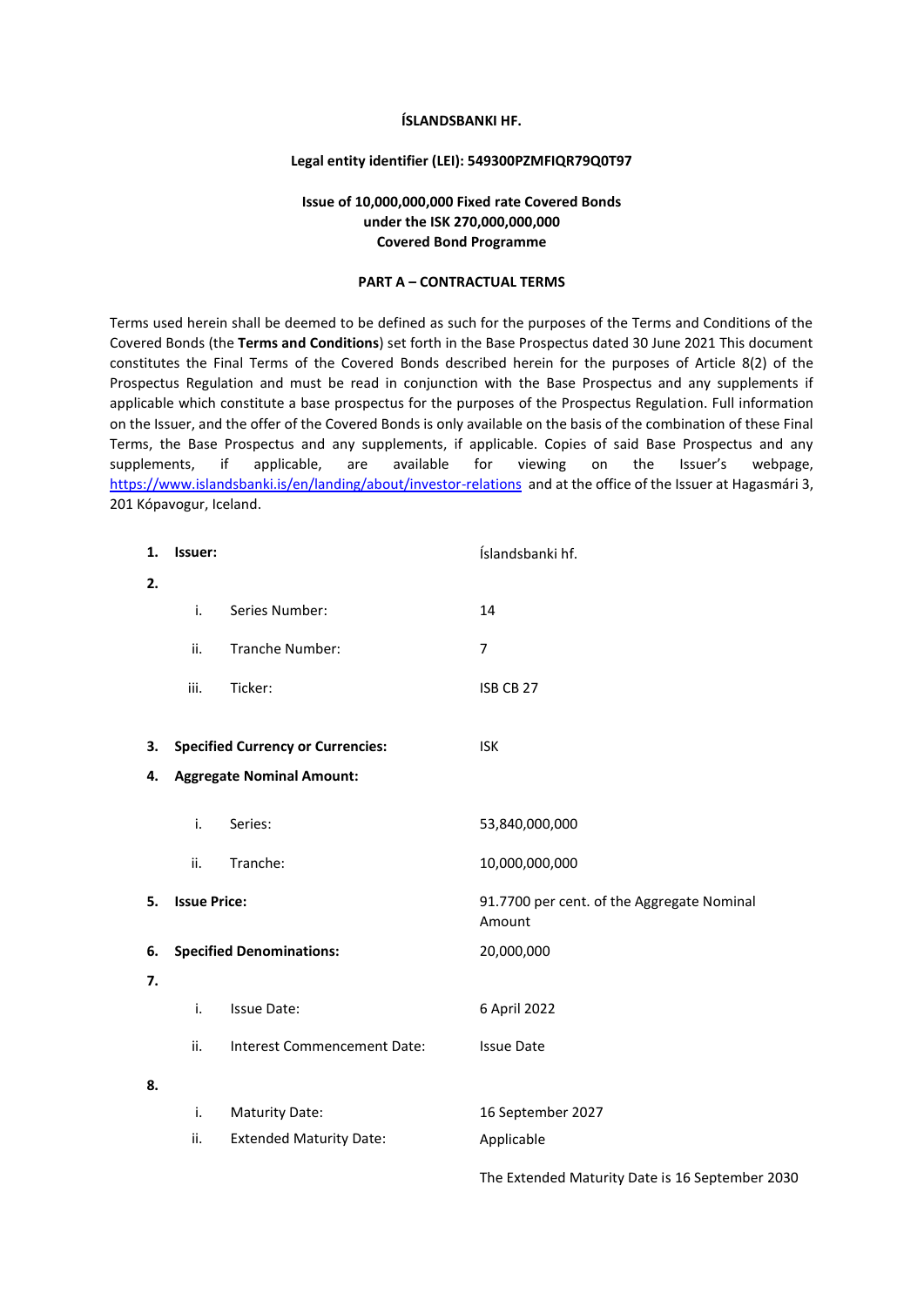**ÍSLANDSBANKI HF.**

**Legal entity identifier (LEI): 549300PZMFIQR79Q0T97**

**Issue of 10,000,000,000 Fixed rate Covered Bonds under the ISK 270,000,000,000 Covered Bond Programme**

**PART A – CONTRACTUAL TERMS**

Terms used herein shall be deemed to be defined as such for the purposes of the Terms and Conditions of the Covered Bonds (the **Terms and Conditions**) set forth in the Base Prospectus dated 30 June 2021 This document constitutes the Final Terms of the Covered Bonds described herein for the purposes of Article 8(2) of the Prospectus Regulation and must be read in conjunction with the Base Prospectus and any supplements if applicable which constitute a base prospectus for the purposes of the Prospectus Regulation. Full information on the Issuer, and the offer of the Covered Bonds is only available on the basis of the combination of these Final Terms, the Base Prospectus and any supplements, if applicable. Copies of said Base Prospectus and any supplements, if applicable, are available for viewing on the Issuer's webpage, https://www.islandsbanki.is/en/landing/about/investor-relations and at the office of the Issuer at Hagasmári 3, 201 Kópavogur, Iceland.

| | | |
|---|---|---|
| **1.** | **Issuer:** | Íslandsbanki hf. |
| **2.** | | |
| | i. Series Number: | 14 |
| | ii. Tranche Number: | 7 |
| | iii. Ticker: | ISB CB 27 |
| **3.** | **Specified Currency or Currencies:** | ISK |
| **4.** | **Aggregate Nominal Amount:** | |
| | i. Series: | 53,840,000,000 |
| | ii. Tranche: | 10,000,000,000 |
| **5.** | **Issue Price:** | 91.7700 per cent. of the Aggregate Nominal Amount |
| **6.** | **Specified Denominations:** | 20,000,000 |
| **7.** | | |
| | i. Issue Date: | 6 April 2022 |
| | ii. Interest Commencement Date: | Issue Date |
| **8.** | | |
| | i. Maturity Date: | 16 September 2027 |
| | ii. Extended Maturity Date: | Applicable<br><br>The Extended Maturity Date is 16 September 2030 |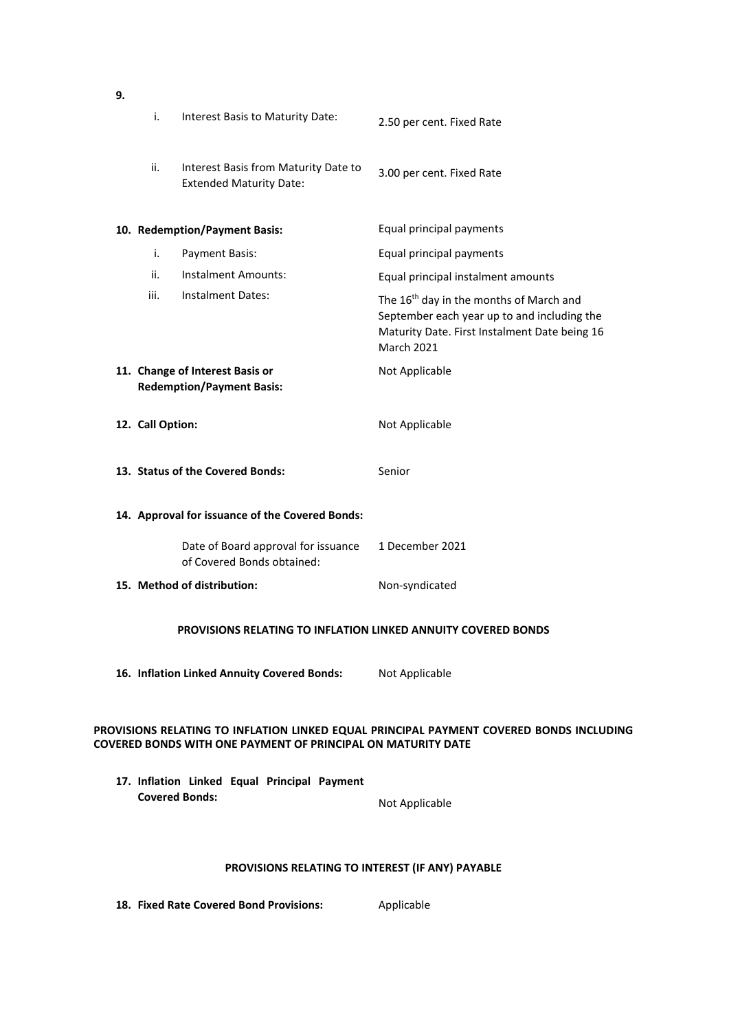**9.**

| | | |
|---|---|---|
| i. | Interest Basis to Maturity Date: | 2.50 per cent. Fixed Rate |
| ii. | Interest Basis from Maturity Date to Extended Maturity Date: | 3.00 per cent. Fixed Rate |

**10. Redemption/Payment Basis:** Equal principal payments

| | | |
|---|---|---|
| i. | Payment Basis: | Equal principal payments |
| ii. | Instalment Amounts: | Equal principal instalment amounts |
| iii. | Instalment Dates: | The 16th day in the months of March and September each year up to and including the Maturity Date. First Instalment Date being 16 March 2021 |

**11. Change of Interest Basis or Redemption/Payment Basis:** Not Applicable

**12. Call Option:** Not Applicable

**13. Status of the Covered Bonds:** Senior

**14. Approval for issuance of the Covered Bonds:**

Date of Board approval for issuance of Covered Bonds obtained: 1 December 2021

**15. Method of distribution:** Non-syndicated

**PROVISIONS RELATING TO INFLATION LINKED ANNUITY COVERED BONDS**

**16. Inflation Linked Annuity Covered Bonds:** Not Applicable

**PROVISIONS RELATING TO INFLATION LINKED EQUAL PRINCIPAL PAYMENT COVERED BONDS INCLUDING COVERED BONDS WITH ONE PAYMENT OF PRINCIPAL ON MATURITY DATE**

**17. Inflation Linked Equal Principal Payment Covered Bonds:** Not Applicable

**PROVISIONS RELATING TO INTEREST (IF ANY) PAYABLE**

**18. Fixed Rate Covered Bond Provisions:** Applicable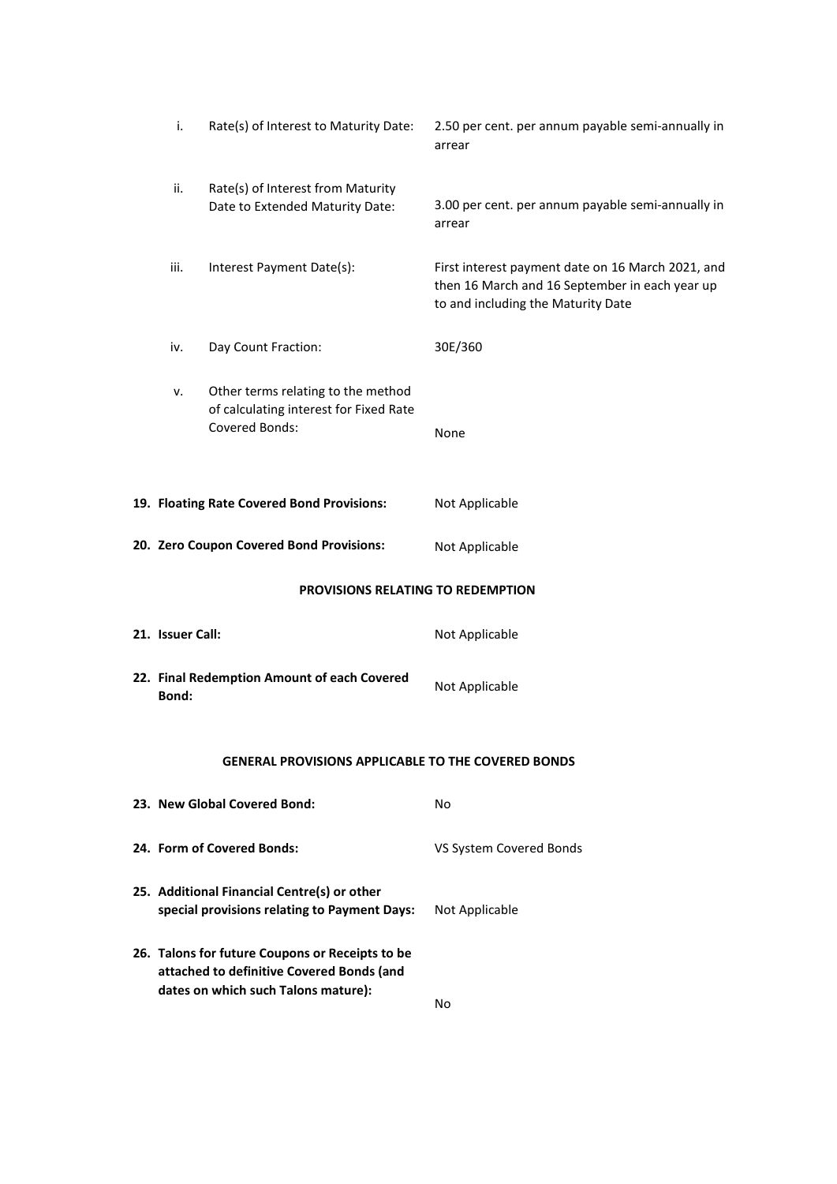| | | |
|---|---|---|
| i. | Rate(s) of Interest to Maturity Date: | 2.50 per cent. per annum payable semi-annually in arrear |
| ii. | Rate(s) of Interest from Maturity Date to Extended Maturity Date: | 3.00 per cent. per annum payable semi-annually in arrear |
| iii. | Interest Payment Date(s): | First interest payment date on 16 March 2021, and then 16 March and 16 September in each year up to and including the Maturity Date |
| iv. | Day Count Fraction: | 30E/360 |
| v. | Other terms relating to the method of calculating interest for Fixed Rate Covered Bonds: | None |

| | |
|---|---|
| **19. Floating Rate Covered Bond Provisions:** | Not Applicable |
| **20. Zero Coupon Covered Bond Provisions:** | Not Applicable |

**PROVISIONS RELATING TO REDEMPTION**

| | |
|---|---|
| **21. Issuer Call:** | Not Applicable |
| **22. Final Redemption Amount of each Covered Bond:** | Not Applicable |

**GENERAL PROVISIONS APPLICABLE TO THE COVERED BONDS**

| | |
|---|---|
| **23. New Global Covered Bond:** | No |
| **24. Form of Covered Bonds:** | VS System Covered Bonds |
| **25. Additional Financial Centre(s) or other special provisions relating to Payment Days:** | Not Applicable |
| **26. Talons for future Coupons or Receipts to be attached to definitive Covered Bonds (and dates on which such Talons mature):** | No |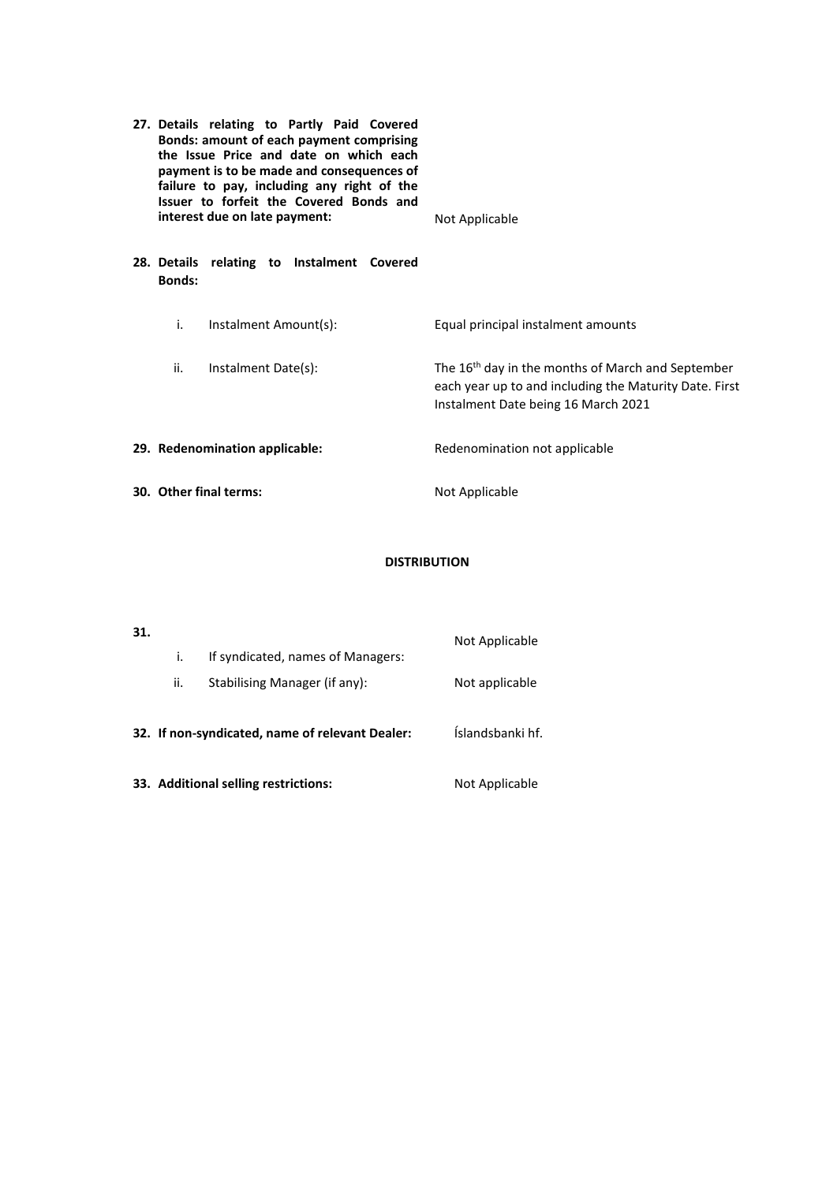| | |
|---|---|
| **27. Details relating to Partly Paid Covered Bonds: amount of each payment comprising the Issue Price and date on which each payment is to be made and consequences of failure to pay, including any right of the Issuer to forfeit the Covered Bonds and interest due on late payment:** | Not Applicable |
| **28. Details relating to Instalment Covered Bonds:** | |
| i. Instalment Amount(s): | Equal principal instalment amounts |
| ii. Instalment Date(s): | The 16th day in the months of March and September each year up to and including the Maturity Date. First Instalment Date being 16 March 2021 |
| **29. Redenomination applicable:** | Redenomination not applicable |
| **30. Other final terms:** | Not Applicable |

**DISTRIBUTION**

| | |
|---|---|
| **31.** i. If syndicated, names of Managers: | Not Applicable |
| ii. Stabilising Manager (if any): | Not applicable |
| **32. If non-syndicated, name of relevant Dealer:** | Íslandsbanki hf. |
| **33. Additional selling restrictions:** | Not Applicable |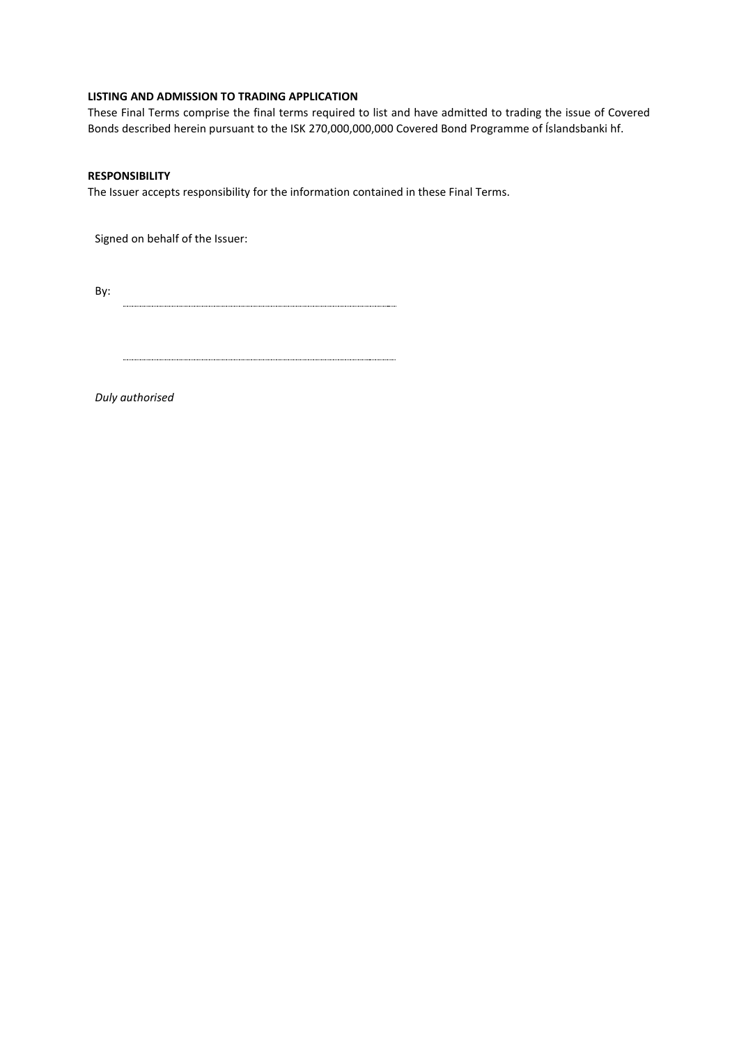**LISTING AND ADMISSION TO TRADING APPLICATION**

These Final Terms comprise the final terms required to list and have admitted to trading the issue of Covered Bonds described herein pursuant to the ISK 270,000,000,000 Covered Bond Programme of Íslandsbanki hf.

**RESPONSIBILITY**

The Issuer accepts responsibility for the information contained in these Final Terms.

Signed on behalf of the Issuer:

By: ..............................................................................

..............................................................................

*Duly authorised*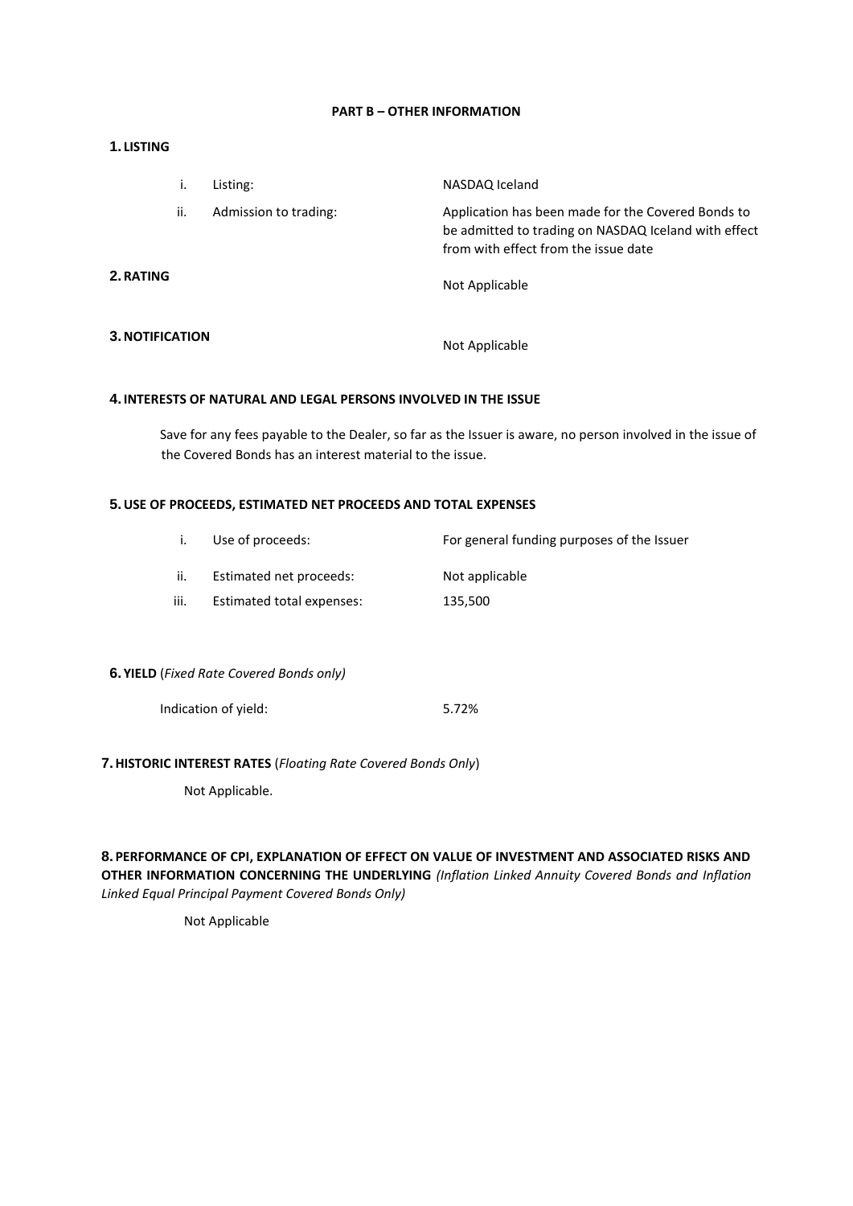**PART B – OTHER INFORMATION**

## 1. LISTING

| | | |
|---|---|---|
| i. | Listing: | NASDAQ Iceland |
| ii. | Admission to trading: | Application has been made for the Covered Bonds to be admitted to trading on NASDAQ Iceland with effect from with effect from the issue date |

## 2. RATING

Not Applicable

## 3. NOTIFICATION

Not Applicable

## 4. INTERESTS OF NATURAL AND LEGAL PERSONS INVOLVED IN THE ISSUE

Save for any fees payable to the Dealer, so far as the Issuer is aware, no person involved in the issue of the Covered Bonds has an interest material to the issue.

## 5. USE OF PROCEEDS, ESTIMATED NET PROCEEDS AND TOTAL EXPENSES

| | | |
|---|---|---|
| i. | Use of proceeds: | For general funding purposes of the Issuer |
| ii. | Estimated net proceeds: | Not applicable |
| iii. | Estimated total expenses: | 135,500 |

## 6. YIELD (*Fixed Rate Covered Bonds only)*

Indication of yield: 5.72%

## 7. HISTORIC INTEREST RATES (*Floating Rate Covered Bonds Only*)

Not Applicable.

## 8. PERFORMANCE OF CPI, EXPLANATION OF EFFECT ON VALUE OF INVESTMENT AND ASSOCIATED RISKS AND OTHER INFORMATION CONCERNING THE UNDERLYING *(Inflation Linked Annuity Covered Bonds and Inflation Linked Equal Principal Payment Covered Bonds Only)*

Not Applicable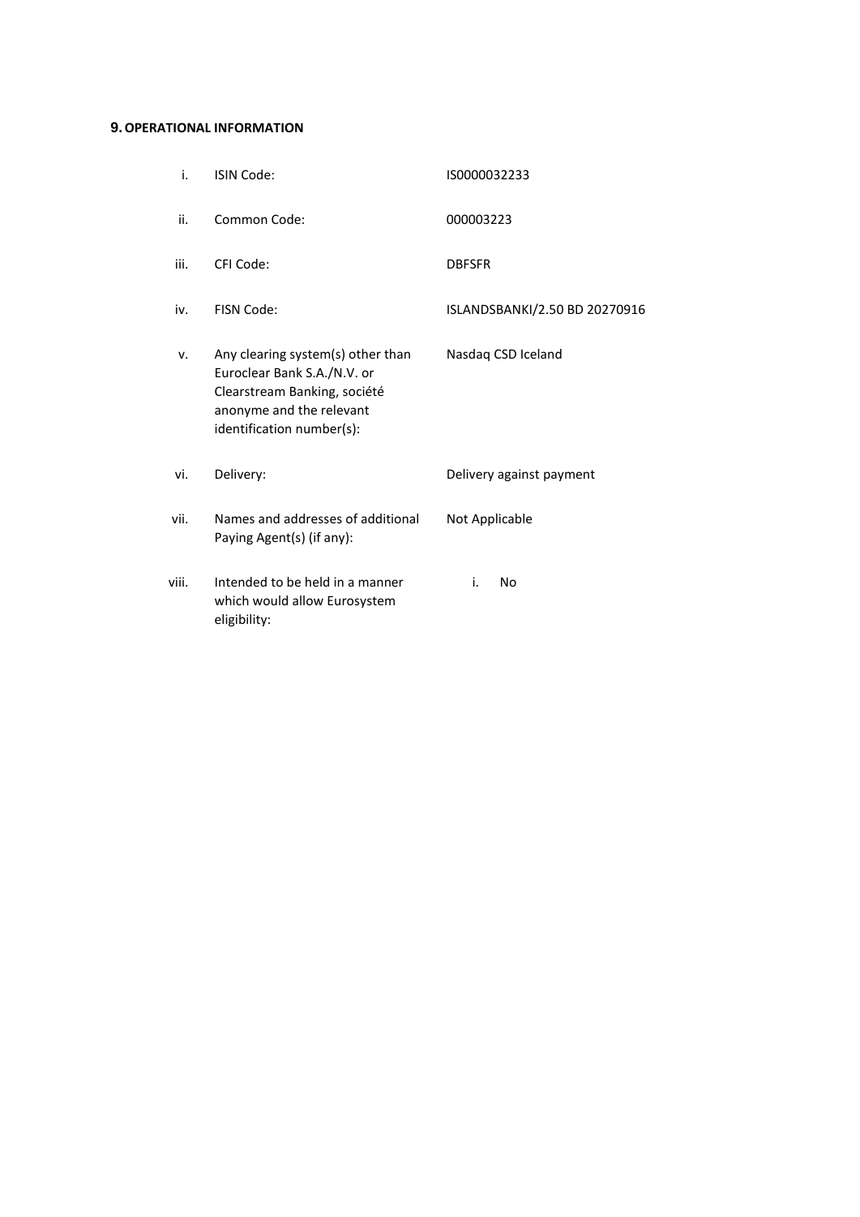## 9. OPERATIONAL INFORMATION

| | | |
|---|---|---|
| i. | ISIN Code: | IS0000032233 |
| ii. | Common Code: | 000003223 |
| iii. | CFI Code: | DBFSFR |
| iv. | FISN Code: | ISLANDSBANKI/2.50 BD 20270916 |
| v. | Any clearing system(s) other than Euroclear Bank S.A./N.V. or Clearstream Banking, société anonyme and the relevant identification number(s): | Nasdaq CSD Iceland |
| vi. | Delivery: | Delivery against payment |
| vii. | Names and addresses of additional Paying Agent(s) (if any): | Not Applicable |
| viii. | Intended to be held in a manner which would allow Eurosystem eligibility: | i. No |